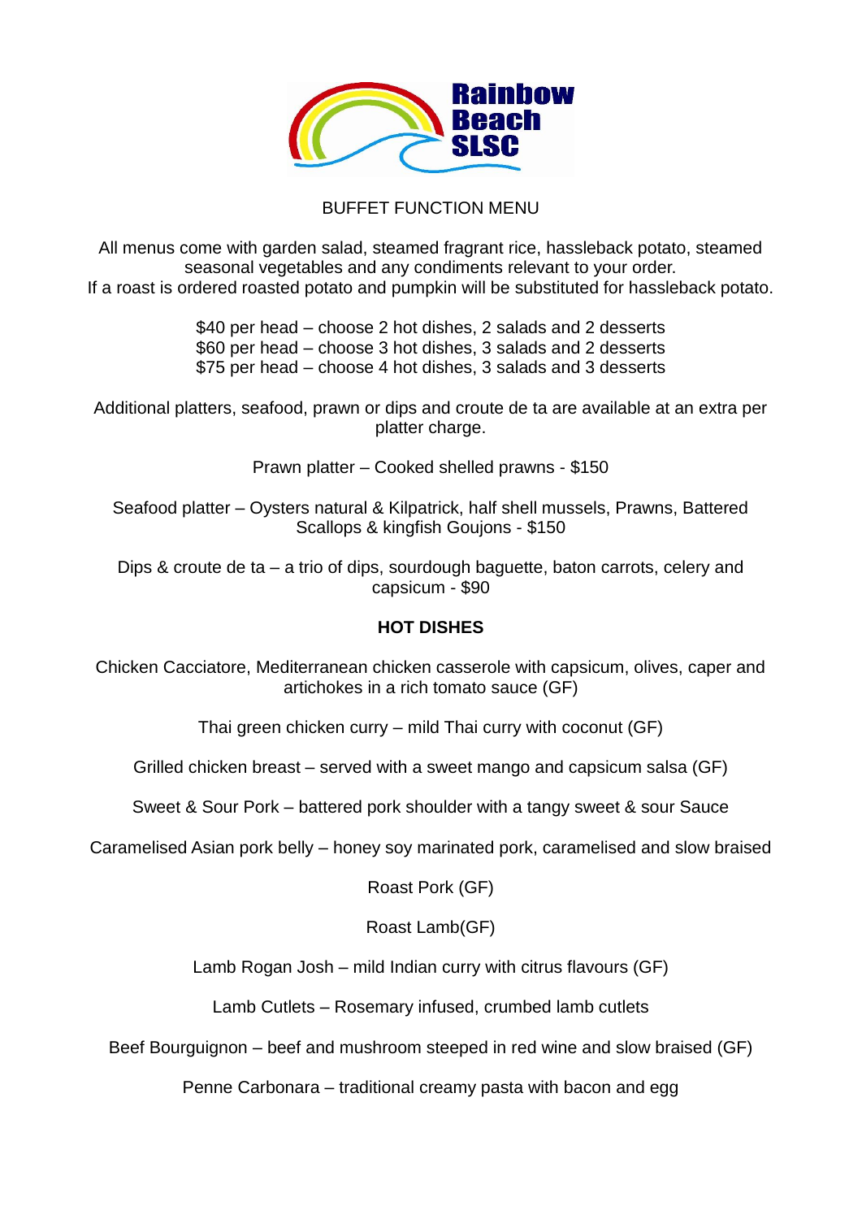Rainbow Beach SLSC

BUFFET FUNCTION MENU

All menus come with garden salad, steamed fragrant rice, hassleback potato, steamed seasonal vegetables and any condiments relevant to your order.
If a roast is ordered roasted potato and pumpkin will be substituted for hassleback potato.

$40 per head – choose 2 hot dishes, 2 salads and 2 desserts
$60 per head – choose 3 hot dishes, 3 salads and 2 desserts
$75 per head – choose 4 hot dishes, 3 salads and 3 desserts

Additional platters, seafood, prawn or dips and croute de ta are available at an extra per platter charge.

Prawn platter – Cooked shelled prawns - $150

Seafood platter – Oysters natural & Kilpatrick, half shell mussels, Prawns, Battered Scallops & kingfish Goujons - $150

Dips & croute de ta – a trio of dips, sourdough baguette, baton carrots, celery and capsicum - $90

**HOT DISHES**

Chicken Cacciatore, Mediterranean chicken casserole with capsicum, olives, caper and artichokes in a rich tomato sauce (GF)

Thai green chicken curry – mild Thai curry with coconut (GF)

Grilled chicken breast – served with a sweet mango and capsicum salsa (GF)

Sweet & Sour Pork – battered pork shoulder with a tangy sweet & sour Sauce

Caramelised Asian pork belly – honey soy marinated pork, caramelised and slow braised

Roast Pork (GF)

Roast Lamb(GF)

Lamb Rogan Josh – mild Indian curry with citrus flavours (GF)

Lamb Cutlets – Rosemary infused, crumbed lamb cutlets

Beef Bourguignon – beef and mushroom steeped in red wine and slow braised (GF)

Penne Carbonara – traditional creamy pasta with bacon and egg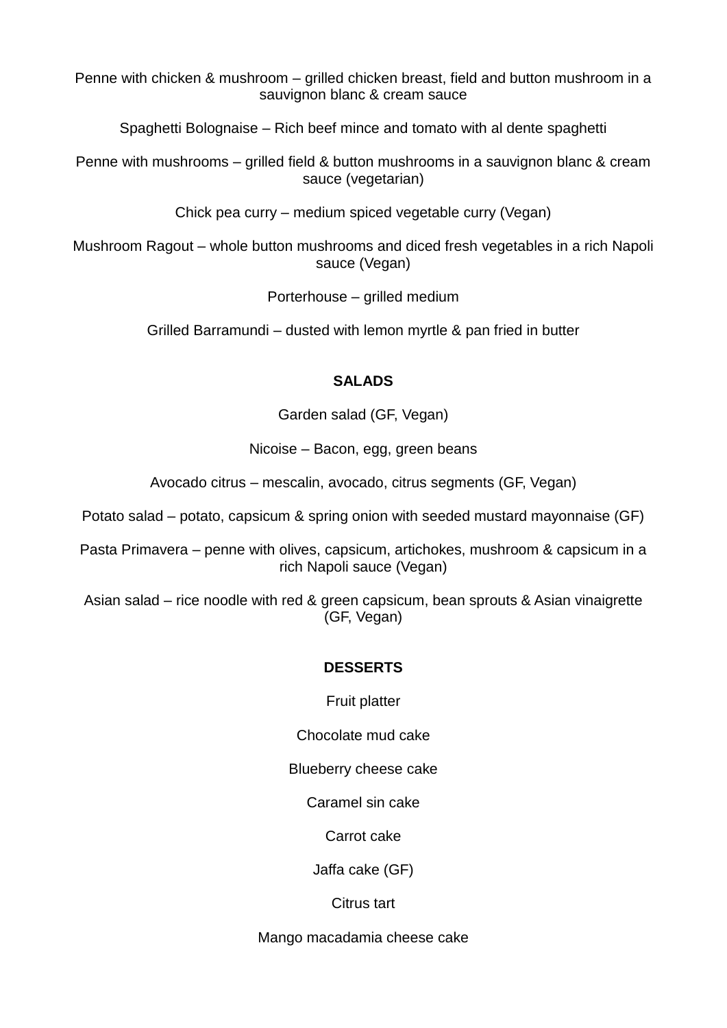Penne with chicken & mushroom – grilled chicken breast, field and button mushroom in a sauvignon blanc & cream sauce

Spaghetti Bolognaise – Rich beef mince and tomato with al dente spaghetti

Penne with mushrooms – grilled field & button mushrooms in a sauvignon blanc & cream sauce (vegetarian)

Chick pea curry – medium spiced vegetable curry (Vegan)

Mushroom Ragout – whole button mushrooms and diced fresh vegetables in a rich Napoli sauce (Vegan)

Porterhouse – grilled medium

Grilled Barramundi – dusted with lemon myrtle & pan fried in butter

## SALADS

Garden salad (GF, Vegan)

Nicoise – Bacon, egg, green beans

Avocado citrus – mescalin, avocado, citrus segments (GF, Vegan)

Potato salad – potato, capsicum & spring onion with seeded mustard mayonnaise (GF)

Pasta Primavera – penne with olives, capsicum, artichokes, mushroom & capsicum in a rich Napoli sauce (Vegan)

Asian salad – rice noodle with red & green capsicum, bean sprouts & Asian vinaigrette (GF, Vegan)

## DESSERTS

Fruit platter

Chocolate mud cake

Blueberry cheese cake

Caramel sin cake

Carrot cake

Jaffa cake (GF)

Citrus tart

Mango macadamia cheese cake